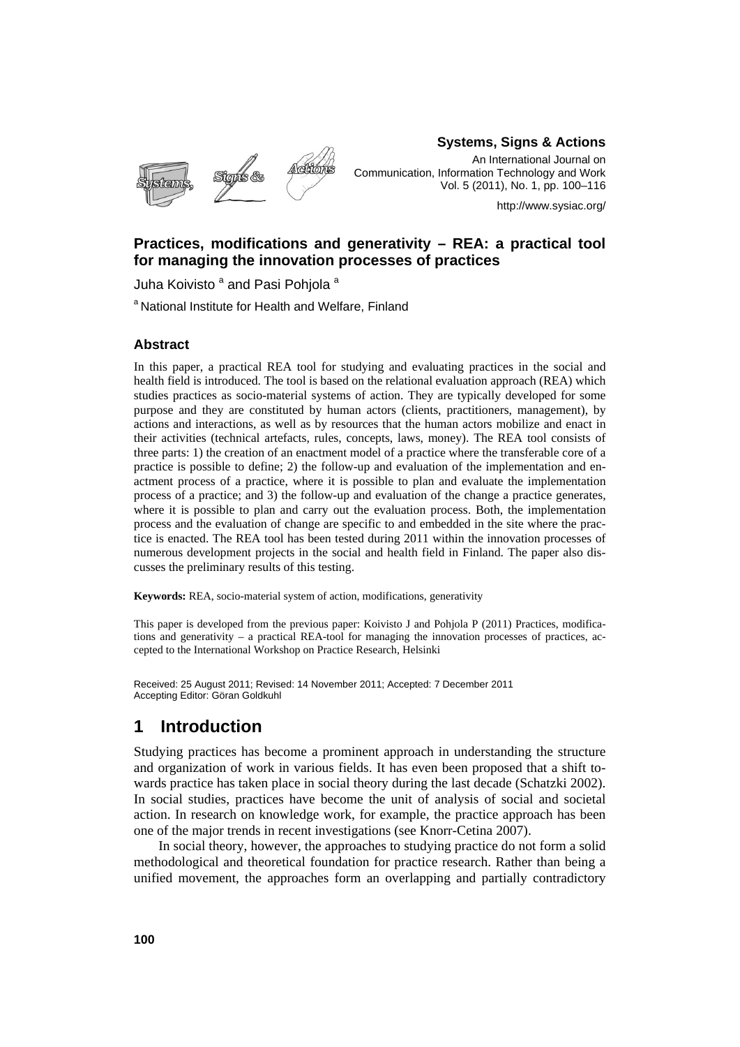**Systems, Signs & Actions**

An International Journal on Communication, Information Technology and Work

Vol. 5 (2011), No. 1, pp. 100–116

http://www.sysiac.org/

# Practices, modifications and generativity – REA: a practical tool for managing the innovation processes of practices

Juha Koivisto [a] and Pasi Pohjola [a]

[a] National Institute for Health and Welfare, Finland

### Abstract

In this paper, a practical REA tool for studying and evaluating practices in the social and health field is introduced. The tool is based on the relational evaluation approach (REA) which studies practices as socio-material systems of action. They are typically developed for some purpose and they are constituted by human actors (clients, practitioners, management), by actions and interactions, as well as by resources that the human actors mobilize and enact in their activities (technical artefacts, rules, concepts, laws, money). The REA tool consists of three parts: 1) the creation of an enactment model of a practice where the transferable core of a practice is possible to define; 2) the follow-up and evaluation of the implementation and enactment process of a practice, where it is possible to plan and evaluate the implementation process of a practice; and 3) the follow-up and evaluation of the change a practice generates, where it is possible to plan and carry out the evaluation process. Both, the implementation process and the evaluation of change are specific to and embedded in the site where the practice is enacted. The REA tool has been tested during 2011 within the innovation processes of numerous development projects in the social and health field in Finland. The paper also discusses the preliminary results of this testing.

**Keywords:** REA, socio-material system of action, modifications, generativity

This paper is developed from the previous paper: Koivisto J and Pohjola P (2011) Practices, modifications and generativity – a practical REA-tool for managing the innovation processes of practices, accepted to the International Workshop on Practice Research, Helsinki

Received: 25 August 2011; Revised: 14 November 2011; Accepted: 7 December 2011
Accepting Editor: Göran Goldkuhl

## 1 Introduction

Studying practices has become a prominent approach in understanding the structure and organization of work in various fields. It has even been proposed that a shift towards practice has taken place in social theory during the last decade (Schatzki 2002). In social studies, practices have become the unit of analysis of social and societal action. In research on knowledge work, for example, the practice approach has been one of the major trends in recent investigations (see Knorr-Cetina 2007).

In social theory, however, the approaches to studying practice do not form a solid methodological and theoretical foundation for practice research. Rather than being a unified movement, the approaches form an overlapping and partially contradictory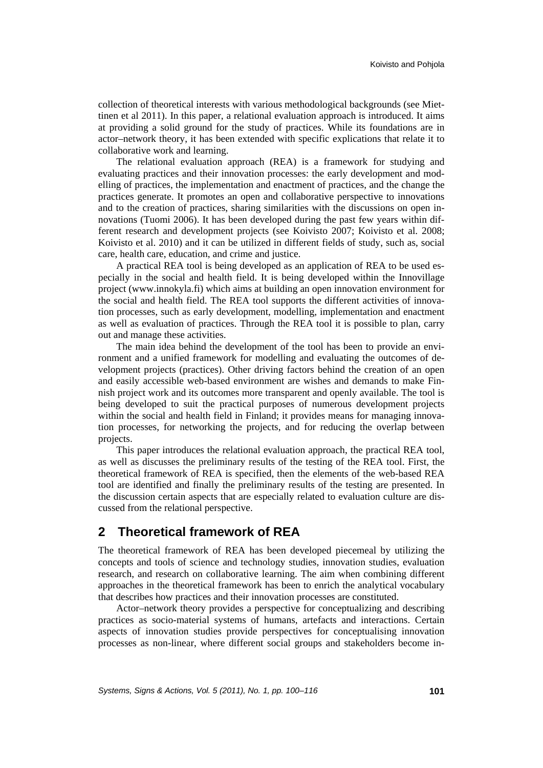collection of theoretical interests with various methodological backgrounds (see Miettinen et al 2011). In this paper, a relational evaluation approach is introduced. It aims at providing a solid ground for the study of practices. While its foundations are in actor–network theory, it has been extended with specific explications that relate it to collaborative work and learning.

The relational evaluation approach (REA) is a framework for studying and evaluating practices and their innovation processes: the early development and modelling of practices, the implementation and enactment of practices, and the change the practices generate. It promotes an open and collaborative perspective to innovations and to the creation of practices, sharing similarities with the discussions on open innovations (Tuomi 2006). It has been developed during the past few years within different research and development projects (see Koivisto 2007; Koivisto et al. 2008; Koivisto et al. 2010) and it can be utilized in different fields of study, such as, social care, health care, education, and crime and justice.

A practical REA tool is being developed as an application of REA to be used especially in the social and health field. It is being developed within the Innovillage project (www.innokyla.fi) which aims at building an open innovation environment for the social and health field. The REA tool supports the different activities of innovation processes, such as early development, modelling, implementation and enactment as well as evaluation of practices. Through the REA tool it is possible to plan, carry out and manage these activities.

The main idea behind the development of the tool has been to provide an environment and a unified framework for modelling and evaluating the outcomes of development projects (practices). Other driving factors behind the creation of an open and easily accessible web-based environment are wishes and demands to make Finnish project work and its outcomes more transparent and openly available. The tool is being developed to suit the practical purposes of numerous development projects within the social and health field in Finland; it provides means for managing innovation processes, for networking the projects, and for reducing the overlap between projects.

This paper introduces the relational evaluation approach, the practical REA tool, as well as discusses the preliminary results of the testing of the REA tool. First, the theoretical framework of REA is specified, then the elements of the web-based REA tool are identified and finally the preliminary results of the testing are presented. In the discussion certain aspects that are especially related to evaluation culture are discussed from the relational perspective.

## 2 Theoretical framework of REA

The theoretical framework of REA has been developed piecemeal by utilizing the concepts and tools of science and technology studies, innovation studies, evaluation research, and research on collaborative learning. The aim when combining different approaches in the theoretical framework has been to enrich the analytical vocabulary that describes how practices and their innovation processes are constituted.

Actor–network theory provides a perspective for conceptualizing and describing practices as socio-material systems of humans, artefacts and interactions. Certain aspects of innovation studies provide perspectives for conceptualising innovation processes as non-linear, where different social groups and stakeholders become in-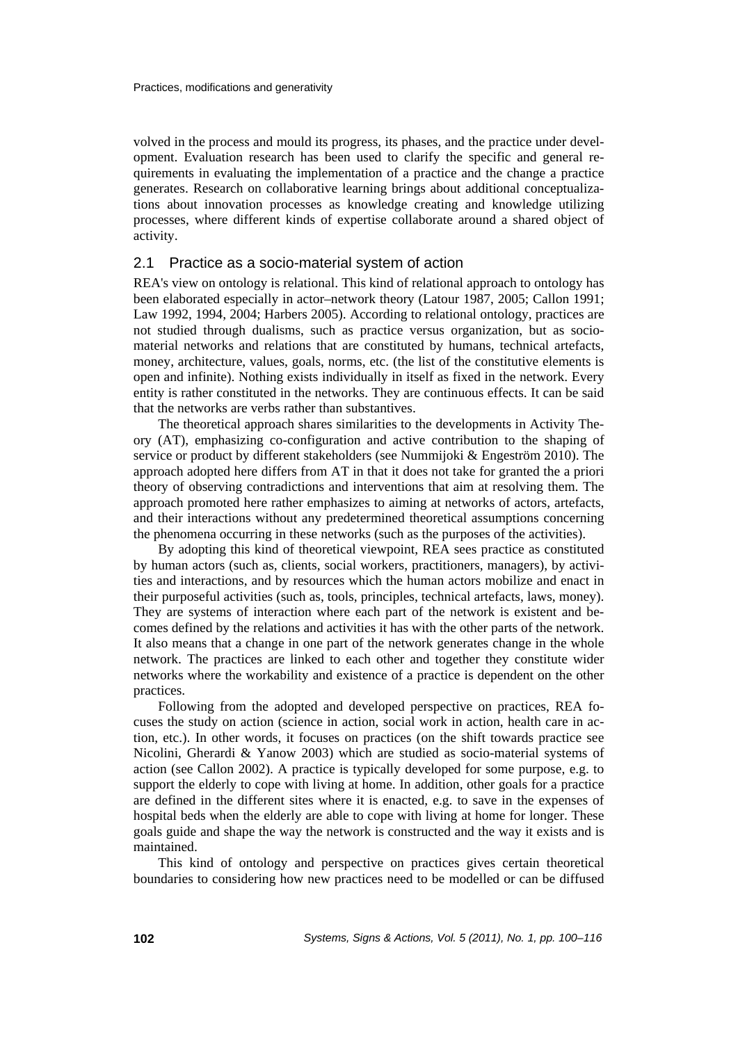volved in the process and mould its progress, its phases, and the practice under development. Evaluation research has been used to clarify the specific and general requirements in evaluating the implementation of a practice and the change a practice generates. Research on collaborative learning brings about additional conceptualizations about innovation processes as knowledge creating and knowledge utilizing processes, where different kinds of expertise collaborate around a shared object of activity.

## 2.1 Practice as a socio-material system of action

REA's view on ontology is relational. This kind of relational approach to ontology has been elaborated especially in actor–network theory (Latour 1987, 2005; Callon 1991; Law 1992, 1994, 2004; Harbers 2005). According to relational ontology, practices are not studied through dualisms, such as practice versus organization, but as socio-material networks and relations that are constituted by humans, technical artefacts, money, architecture, values, goals, norms, etc. (the list of the constitutive elements is open and infinite). Nothing exists individually in itself as fixed in the network. Every entity is rather constituted in the networks. They are continuous effects. It can be said that the networks are verbs rather than substantives.

The theoretical approach shares similarities to the developments in Activity Theory (AT), emphasizing co-configuration and active contribution to the shaping of service or product by different stakeholders (see Nummijoki & Engeström 2010). The approach adopted here differs from AT in that it does not take for granted the a priori theory of observing contradictions and interventions that aim at resolving them. The approach promoted here rather emphasizes to aiming at networks of actors, artefacts, and their interactions without any predetermined theoretical assumptions concerning the phenomena occurring in these networks (such as the purposes of the activities).

By adopting this kind of theoretical viewpoint, REA sees practice as constituted by human actors (such as, clients, social workers, practitioners, managers), by activities and interactions, and by resources which the human actors mobilize and enact in their purposeful activities (such as, tools, principles, technical artefacts, laws, money). They are systems of interaction where each part of the network is existent and becomes defined by the relations and activities it has with the other parts of the network. It also means that a change in one part of the network generates change in the whole network. The practices are linked to each other and together they constitute wider networks where the workability and existence of a practice is dependent on the other practices.

Following from the adopted and developed perspective on practices, REA focuses the study on action (science in action, social work in action, health care in action, etc.). In other words, it focuses on practices (on the shift towards practice see Nicolini, Gherardi & Yanow 2003) which are studied as socio-material systems of action (see Callon 2002). A practice is typically developed for some purpose, e.g. to support the elderly to cope with living at home. In addition, other goals for a practice are defined in the different sites where it is enacted, e.g. to save in the expenses of hospital beds when the elderly are able to cope with living at home for longer. These goals guide and shape the way the network is constructed and the way it exists and is maintained.

This kind of ontology and perspective on practices gives certain theoretical boundaries to considering how new practices need to be modelled or can be diffused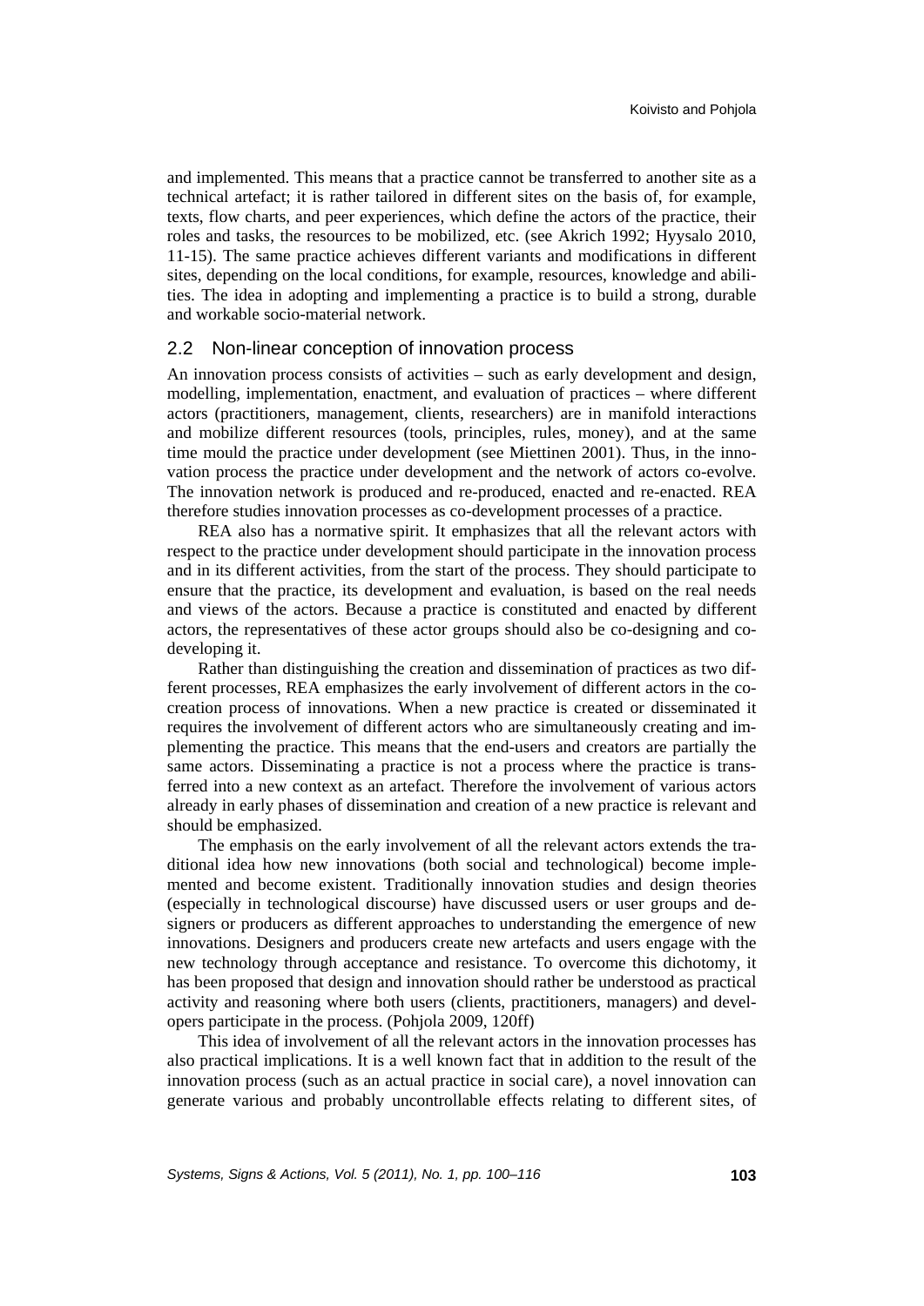and implemented. This means that a practice cannot be transferred to another site as a technical artefact; it is rather tailored in different sites on the basis of, for example, texts, flow charts, and peer experiences, which define the actors of the practice, their roles and tasks, the resources to be mobilized, etc. (see Akrich 1992; Hyysalo 2010, 11-15). The same practice achieves different variants and modifications in different sites, depending on the local conditions, for example, resources, knowledge and abilities. The idea in adopting and implementing a practice is to build a strong, durable and workable socio-material network.

## 2.2 Non-linear conception of innovation process

An innovation process consists of activities – such as early development and design, modelling, implementation, enactment, and evaluation of practices – where different actors (practitioners, management, clients, researchers) are in manifold interactions and mobilize different resources (tools, principles, rules, money), and at the same time mould the practice under development (see Miettinen 2001). Thus, in the innovation process the practice under development and the network of actors co-evolve. The innovation network is produced and re-produced, enacted and re-enacted. REA therefore studies innovation processes as co-development processes of a practice.

REA also has a normative spirit. It emphasizes that all the relevant actors with respect to the practice under development should participate in the innovation process and in its different activities, from the start of the process. They should participate to ensure that the practice, its development and evaluation, is based on the real needs and views of the actors. Because a practice is constituted and enacted by different actors, the representatives of these actor groups should also be co-designing and co-developing it.

Rather than distinguishing the creation and dissemination of practices as two different processes, REA emphasizes the early involvement of different actors in the co-creation process of innovations. When a new practice is created or disseminated it requires the involvement of different actors who are simultaneously creating and implementing the practice. This means that the end-users and creators are partially the same actors. Disseminating a practice is not a process where the practice is transferred into a new context as an artefact. Therefore the involvement of various actors already in early phases of dissemination and creation of a new practice is relevant and should be emphasized.

The emphasis on the early involvement of all the relevant actors extends the traditional idea how new innovations (both social and technological) become implemented and become existent. Traditionally innovation studies and design theories (especially in technological discourse) have discussed users or user groups and designers or producers as different approaches to understanding the emergence of new innovations. Designers and producers create new artefacts and users engage with the new technology through acceptance and resistance. To overcome this dichotomy, it has been proposed that design and innovation should rather be understood as practical activity and reasoning where both users (clients, practitioners, managers) and developers participate in the process. (Pohjola 2009, 120ff)

This idea of involvement of all the relevant actors in the innovation processes has also practical implications. It is a well known fact that in addition to the result of the innovation process (such as an actual practice in social care), a novel innovation can generate various and probably uncontrollable effects relating to different sites, of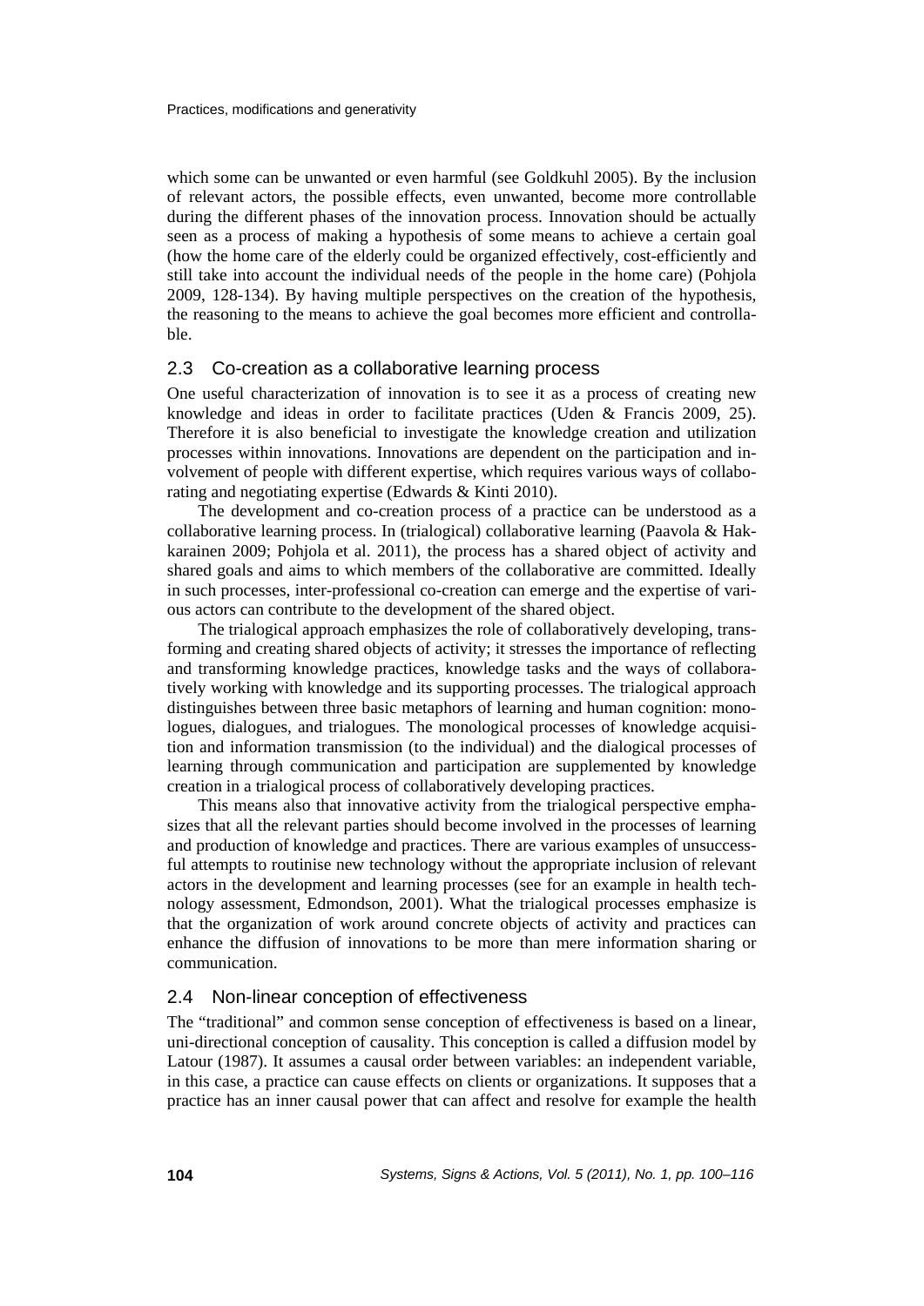which some can be unwanted or even harmful (see Goldkuhl 2005). By the inclusion of relevant actors, the possible effects, even unwanted, become more controllable during the different phases of the innovation process. Innovation should be actually seen as a process of making a hypothesis of some means to achieve a certain goal (how the home care of the elderly could be organized effectively, cost-efficiently and still take into account the individual needs of the people in the home care) (Pohjola 2009, 128-134). By having multiple perspectives on the creation of the hypothesis, the reasoning to the means to achieve the goal becomes more efficient and controllable.

## 2.3 Co-creation as a collaborative learning process

One useful characterization of innovation is to see it as a process of creating new knowledge and ideas in order to facilitate practices (Uden & Francis 2009, 25). Therefore it is also beneficial to investigate the knowledge creation and utilization processes within innovations. Innovations are dependent on the participation and involvement of people with different expertise, which requires various ways of collaborating and negotiating expertise (Edwards & Kinti 2010).

The development and co-creation process of a practice can be understood as a collaborative learning process. In (trialogical) collaborative learning (Paavola & Hakkarainen 2009; Pohjola et al. 2011), the process has a shared object of activity and shared goals and aims to which members of the collaborative are committed. Ideally in such processes, inter-professional co-creation can emerge and the expertise of various actors can contribute to the development of the shared object.

The trialogical approach emphasizes the role of collaboratively developing, transforming and creating shared objects of activity; it stresses the importance of reflecting and transforming knowledge practices, knowledge tasks and the ways of collaboratively working with knowledge and its supporting processes. The trialogical approach distinguishes between three basic metaphors of learning and human cognition: monologues, dialogues, and trialogues. The monological processes of knowledge acquisition and information transmission (to the individual) and the dialogical processes of learning through communication and participation are supplemented by knowledge creation in a trialogical process of collaboratively developing practices.

This means also that innovative activity from the trialogical perspective emphasizes that all the relevant parties should become involved in the processes of learning and production of knowledge and practices. There are various examples of unsuccessful attempts to routinise new technology without the appropriate inclusion of relevant actors in the development and learning processes (see for an example in health technology assessment, Edmondson, 2001). What the trialogical processes emphasize is that the organization of work around concrete objects of activity and practices can enhance the diffusion of innovations to be more than mere information sharing or communication.

## 2.4 Non-linear conception of effectiveness

The "traditional" and common sense conception of effectiveness is based on a linear, uni-directional conception of causality. This conception is called a diffusion model by Latour (1987). It assumes a causal order between variables: an independent variable, in this case, a practice can cause effects on clients or organizations. It supposes that a practice has an inner causal power that can affect and resolve for example the health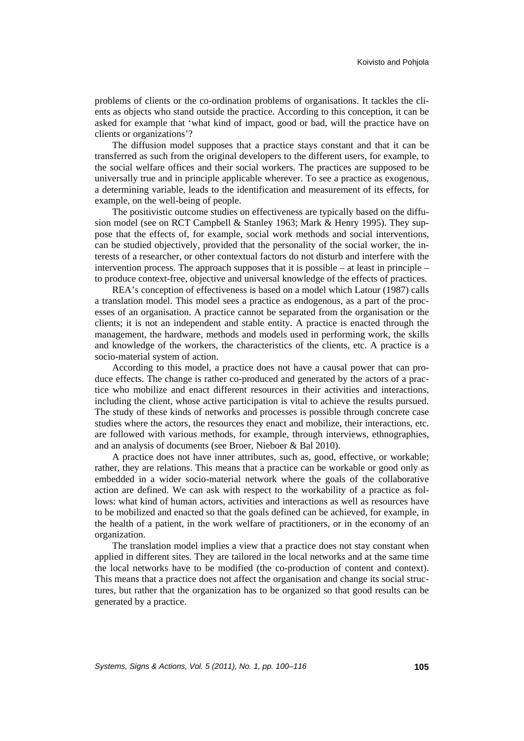problems of clients or the co-ordination problems of organisations. It tackles the clients as objects who stand outside the practice. According to this conception, it can be asked for example that 'what kind of impact, good or bad, will the practice have on clients or organizations'?

The diffusion model supposes that a practice stays constant and that it can be transferred as such from the original developers to the different users, for example, to the social welfare offices and their social workers. The practices are supposed to be universally true and in principle applicable wherever. To see a practice as exogenous, a determining variable, leads to the identification and measurement of its effects, for example, on the well-being of people.

The positivistic outcome studies on effectiveness are typically based on the diffusion model (see on RCT Campbell & Stanley 1963; Mark & Henry 1995). They suppose that the effects of, for example, social work methods and social interventions, can be studied objectively, provided that the personality of the social worker, the interests of a researcher, or other contextual factors do not disturb and interfere with the intervention process. The approach supposes that it is possible – at least in principle – to produce context-free, objective and universal knowledge of the effects of practices.

REA's conception of effectiveness is based on a model which Latour (1987) calls a translation model. This model sees a practice as endogenous, as a part of the processes of an organisation. A practice cannot be separated from the organisation or the clients; it is not an independent and stable entity. A practice is enacted through the management, the hardware, methods and models used in performing work, the skills and knowledge of the workers, the characteristics of the clients, etc. A practice is a socio-material system of action.

According to this model, a practice does not have a causal power that can produce effects. The change is rather co-produced and generated by the actors of a practice who mobilize and enact different resources in their activities and interactions, including the client, whose active participation is vital to achieve the results pursued. The study of these kinds of networks and processes is possible through concrete case studies where the actors, the resources they enact and mobilize, their interactions, etc. are followed with various methods, for example, through interviews, ethnographies, and an analysis of documents (see Broer, Nieboer & Bal 2010).

A practice does not have inner attributes, such as, good, effective, or workable; rather, they are relations. This means that a practice can be workable or good only as embedded in a wider socio-material network where the goals of the collaborative action are defined. We can ask with respect to the workability of a practice as follows: what kind of human actors, activities and interactions as well as resources have to be mobilized and enacted so that the goals defined can be achieved, for example, in the health of a patient, in the work welfare of practitioners, or in the economy of an organization.

The translation model implies a view that a practice does not stay constant when applied in different sites. They are tailored in the local networks and at the same time the local networks have to be modified (the co-production of content and context). This means that a practice does not affect the organisation and change its social structures, but rather that the organization has to be organized so that good results can be generated by a practice.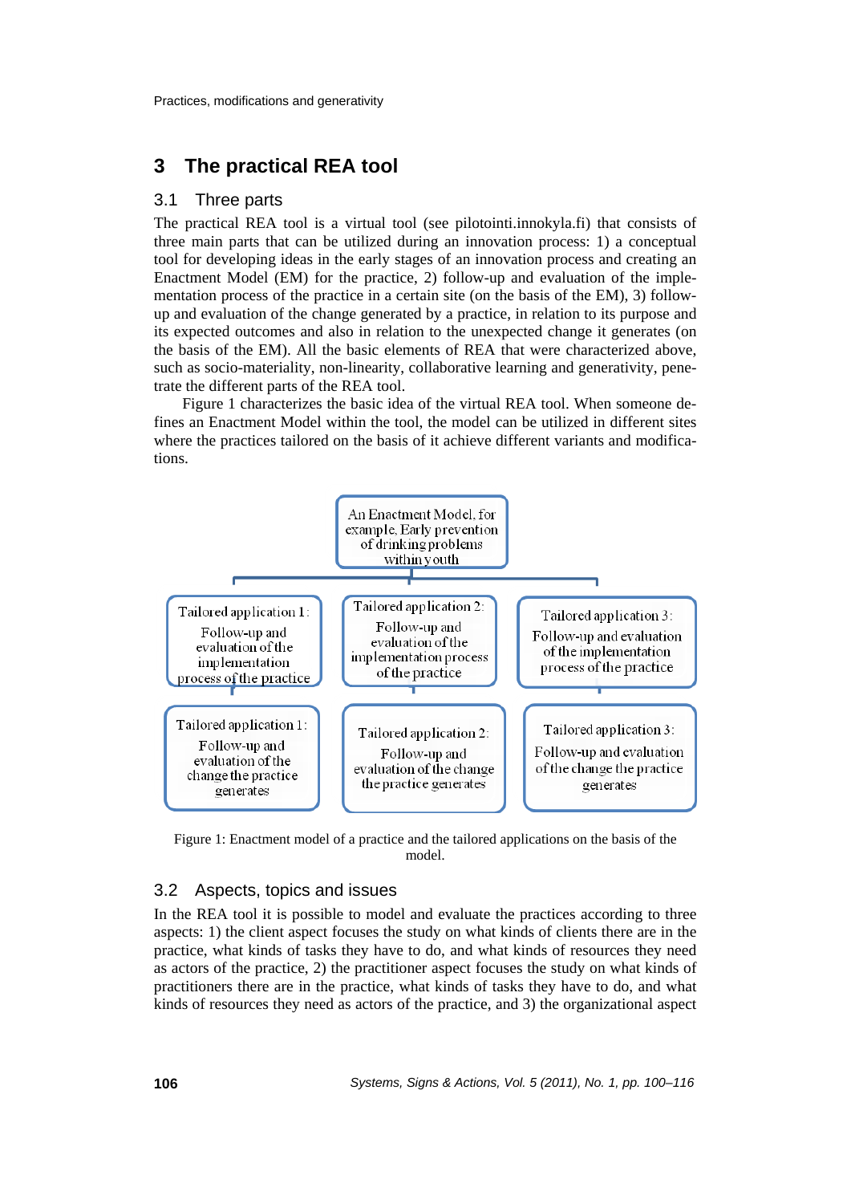## 3 The practical REA tool

### 3.1 Three parts

The practical REA tool is a virtual tool (see pilotointi.innokyla.fi) that consists of three main parts that can be utilized during an innovation process: 1) a conceptual tool for developing ideas in the early stages of an innovation process and creating an Enactment Model (EM) for the practice, 2) follow-up and evaluation of the implementation process of the practice in a certain site (on the basis of the EM), 3) follow-up and evaluation of the change generated by a practice, in relation to its purpose and its expected outcomes and also in relation to the unexpected change it generates (on the basis of the EM). All the basic elements of REA that were characterized above, such as socio-materiality, non-linearity, collaborative learning and generativity, penetrate the different parts of the REA tool.

Figure 1 characterizes the basic idea of the virtual REA tool. When someone defines an Enactment Model within the tool, the model can be utilized in different sites where the practices tailored on the basis of it achieve different variants and modifications.

An Enactment Model, for example, Early prevention of drinking problems within youth

| Tailored application 1: Follow-up and evaluation of the implementation process of the practice | Tailored application 2: Follow-up and evaluation of the implementation process of the practice | Tailored application 3: Follow-up and evaluation of the implementation process of the practice |
|---|---|---|
| Tailored application 1: Follow-up and evaluation of the change the practice generates | Tailored application 2: Follow-up and evaluation of the change the practice generates | Tailored application 3: Follow-up and evaluation of the change the practice generates |

Figure 1: Enactment model of a practice and the tailored applications on the basis of the model.

### 3.2 Aspects, topics and issues

In the REA tool it is possible to model and evaluate the practices according to three aspects: 1) the client aspect focuses the study on what kinds of clients there are in the practice, what kinds of tasks they have to do, and what kinds of resources they need as actors of the practice, 2) the practitioner aspect focuses the study on what kinds of practitioners there are in the practice, what kinds of tasks they have to do, and what kinds of resources they need as actors of the practice, and 3) the organizational aspect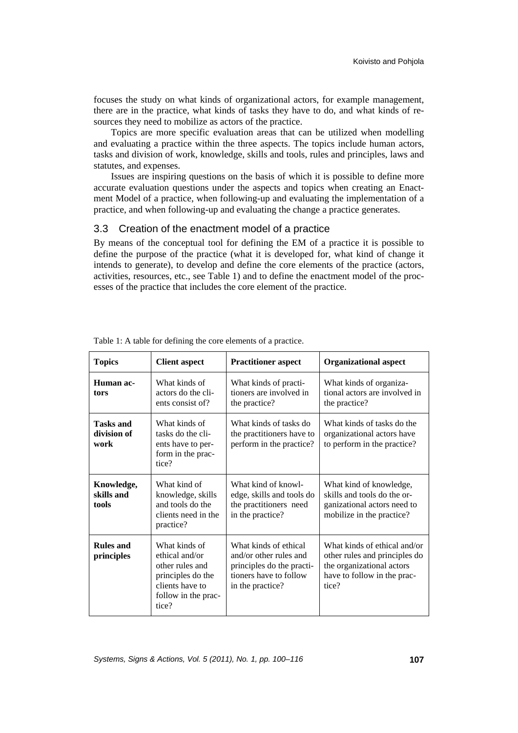focuses the study on what kinds of organizational actors, for example management, there are in the practice, what kinds of tasks they have to do, and what kinds of resources they need to mobilize as actors of the practice.

Topics are more specific evaluation areas that can be utilized when modelling and evaluating a practice within the three aspects. The topics include human actors, tasks and division of work, knowledge, skills and tools, rules and principles, laws and statutes, and expenses.

Issues are inspiring questions on the basis of which it is possible to define more accurate evaluation questions under the aspects and topics when creating an Enactment Model of a practice, when following-up and evaluating the implementation of a practice, and when following-up and evaluating the change a practice generates.

### 3.3 Creation of the enactment model of a practice

By means of the conceptual tool for defining the EM of a practice it is possible to define the purpose of the practice (what it is developed for, what kind of change it intends to generate), to develop and define the core elements of the practice (actors, activities, resources, etc., see Table 1) and to define the enactment model of the processes of the practice that includes the core element of the practice.

Table 1: A table for defining the core elements of a practice.

| **Topics** | **Client aspect** | **Practitioner aspect** | **Organizational aspect** |
|---|---|---|---|
| **Human actors** | What kinds of actors do the clients consist of? | What kinds of practitioners are involved in the practice? | What kinds of organizational actors are involved in the practice? |
| **Tasks and division of work** | What kinds of tasks do the clients have to perform in the practice? | What kinds of tasks do the practitioners have to perform in the practice? | What kinds of tasks do the organizational actors have to perform in the practice? |
| **Knowledge, skills and tools** | What kind of knowledge, skills and tools do the clients need in the practice? | What kind of knowledge, skills and tools do the practitioners need in the practice? | What kind of knowledge, skills and tools do the organizational actors need to mobilize in the practice? |
| **Rules and principles** | What kinds of ethical and/or other rules and principles do the clients have to follow in the practice? | What kinds of ethical and/or other rules and principles do the practitioners have to follow in the practice? | What kinds of ethical and/or other rules and principles do the organizational actors have to follow in the practice? |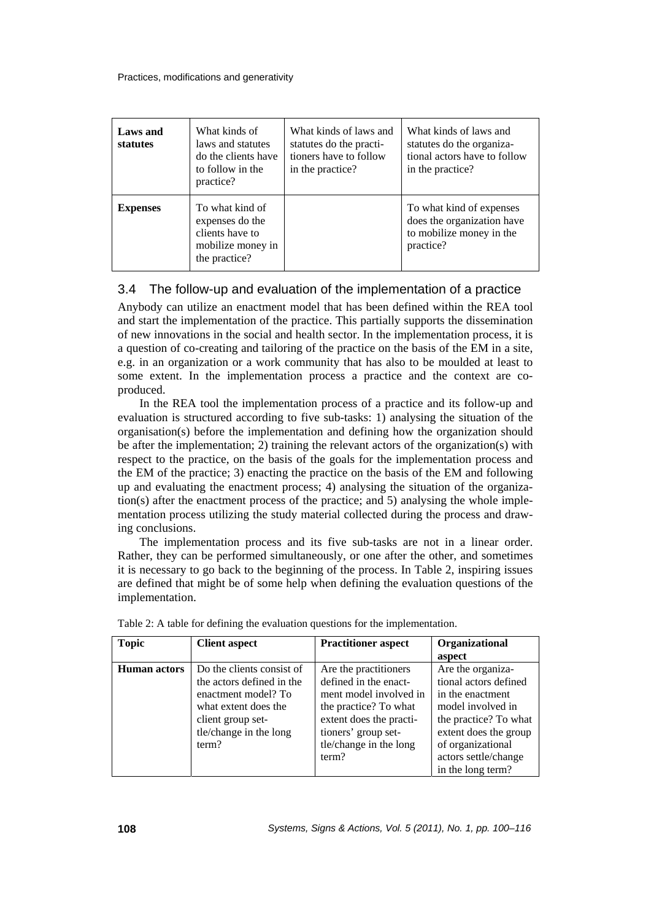| **Laws and statutes** | What kinds of laws and statutes do the clients have to follow in the practice? | What kinds of laws and statutes do the practitioners have to follow in the practice? | What kinds of laws and statutes do the organizational actors have to follow in the practice? |
|---|---|---|---|
| **Expenses** | To what kind of expenses do the clients have to mobilize money in the practice? | | To what kind of expenses does the organization have to mobilize money in the practice? |

## 3.4 The follow-up and evaluation of the implementation of a practice

Anybody can utilize an enactment model that has been defined within the REA tool and start the implementation of the practice. This partially supports the dissemination of new innovations in the social and health sector. In the implementation process, it is a question of co-creating and tailoring of the practice on the basis of the EM in a site, e.g. in an organization or a work community that has also to be moulded at least to some extent. In the implementation process a practice and the context are co-produced.

In the REA tool the implementation process of a practice and its follow-up and evaluation is structured according to five sub-tasks: 1) analysing the situation of the organisation(s) before the implementation and defining how the organization should be after the implementation; 2) training the relevant actors of the organization(s) with respect to the practice, on the basis of the goals for the implementation process and the EM of the practice; 3) enacting the practice on the basis of the EM and following up and evaluating the enactment process; 4) analysing the situation of the organization(s) after the enactment process of the practice; and 5) analysing the whole implementation process utilizing the study material collected during the process and drawing conclusions.

The implementation process and its five sub-tasks are not in a linear order. Rather, they can be performed simultaneously, or one after the other, and sometimes it is necessary to go back to the beginning of the process. In Table 2, inspiring issues are defined that might be of some help when defining the evaluation questions of the implementation.

Table 2: A table for defining the evaluation questions for the implementation.

| **Topic** | **Client aspect** | **Practitioner aspect** | **Organizational aspect** |
|---|---|---|---|
| **Human actors** | Do the clients consist of the actors defined in the enactment model? To what extent does the client group settle/change in the long term? | Are the practitioners defined in the enactment model involved in the practice? To what extent does the practitioners' group settle/change in the long term? | Are the organizational actors defined in the enactment model involved in the practice? To what extent does the group of organizational actors settle/change in the long term? |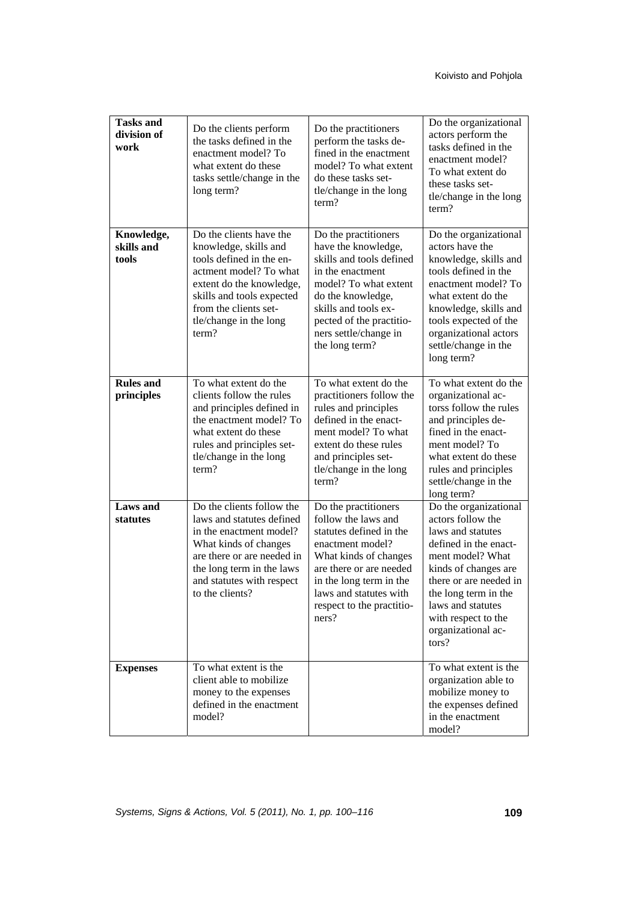| **Tasks and division of work** | Do the clients perform the tasks defined in the enactment model? To what extent do these tasks settle/change in the long term? | Do the practitioners perform the tasks defined in the enactment model? To what extent do these tasks settle/change in the long term? | Do the organizational actors perform the tasks defined in the enactment model? To what extent do these tasks settle/change in the long term? |
|---|---|---|---|
| **Knowledge, skills and tools** | Do the clients have the knowledge, skills and tools defined in the enactment model? To what extent do the knowledge, skills and tools expected from the clients settle/change in the long term? | Do the practitioners have the knowledge, skills and tools defined in the enactment model? To what extent do the knowledge, skills and tools expected of the practitioners settle/change in the long term? | Do the organizational actors have the knowledge, skills and tools defined in the enactment model? To what extent do the knowledge, skills and tools expected of the organizational actors settle/change in the long term? |
| **Rules and principles** | To what extent do the clients follow the rules and principles defined in the enactment model? To what extent do these rules and principles settle/change in the long term? | To what extent do the practitioners follow the rules and principles defined in the enactment model? To what extent do these rules and principles settle/change in the long term? | To what extent do the organizational actorss follow the rules and principles defined in the enactment model? To what extent do these rules and principles settle/change in the long term? |
| **Laws and statutes** | Do the clients follow the laws and statutes defined in the enactment model? What kinds of changes are there or are needed in the long term in the laws and statutes with respect to the clients? | Do the practitioners follow the laws and statutes defined in the enactment model? What kinds of changes are there or are needed in the long term in the laws and statutes with respect to the practitioners? | Do the organizational actors follow the laws and statutes defined in the enactment model? What kinds of changes are there or are needed in the long term in the laws and statutes with respect to the organizational actors? |
| **Expenses** | To what extent is the client able to mobilize money to the expenses defined in the enactment model? | | To what extent is the organization able to mobilize money to the expenses defined in the enactment model? |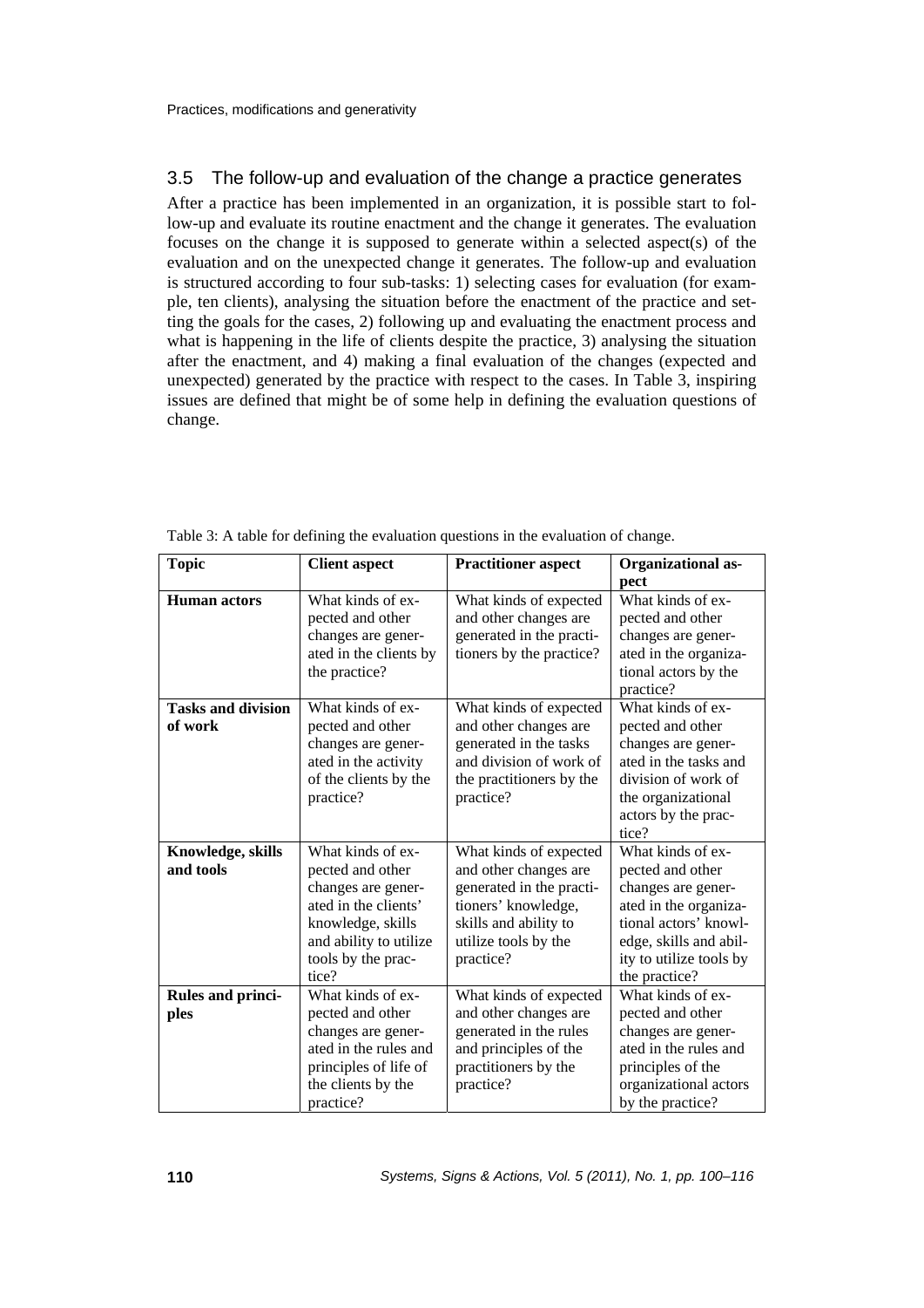## 3.5 The follow-up and evaluation of the change a practice generates

After a practice has been implemented in an organization, it is possible start to follow-up and evaluate its routine enactment and the change it generates. The evaluation focuses on the change it is supposed to generate within a selected aspect(s) of the evaluation and on the unexpected change it generates. The follow-up and evaluation is structured according to four sub-tasks: 1) selecting cases for evaluation (for example, ten clients), analysing the situation before the enactment of the practice and setting the goals for the cases, 2) following up and evaluating the enactment process and what is happening in the life of clients despite the practice, 3) analysing the situation after the enactment, and 4) making a final evaluation of the changes (expected and unexpected) generated by the practice with respect to the cases. In Table 3, inspiring issues are defined that might be of some help in defining the evaluation questions of change.

Table 3: A table for defining the evaluation questions in the evaluation of change.

| Topic | Client aspect | Practitioner aspect | Organizational aspect |
|---|---|---|---|
| **Human actors** | What kinds of expected and other changes are generated in the clients by the practice? | What kinds of expected and other changes are generated in the practitioners by the practice? | What kinds of expected and other changes are generated in the organizational actors by the practice? |
| **Tasks and division of work** | What kinds of expected and other changes are generated in the activity of the clients by the practice? | What kinds of expected and other changes are generated in the tasks and division of work of the practitioners by the practice? | What kinds of expected and other changes are generated in the tasks and division of work of the organizational actors by the practice? |
| **Knowledge, skills and tools** | What kinds of expected and other changes are generated in the clients' knowledge, skills and ability to utilize tools by the practice? | What kinds of expected and other changes are generated in the practitioners' knowledge, skills and ability to utilize tools by the practice? | What kinds of expected and other changes are generated in the organizational actors' knowledge, skills and ability to utilize tools by the practice? |
| **Rules and principles** | What kinds of expected and other changes are generated in the rules and principles of life of the clients by the practice? | What kinds of expected and other changes are generated in the rules and principles of the practitioners by the practice? | What kinds of expected and other changes are generated in the rules and principles of the organizational actors by the practice? |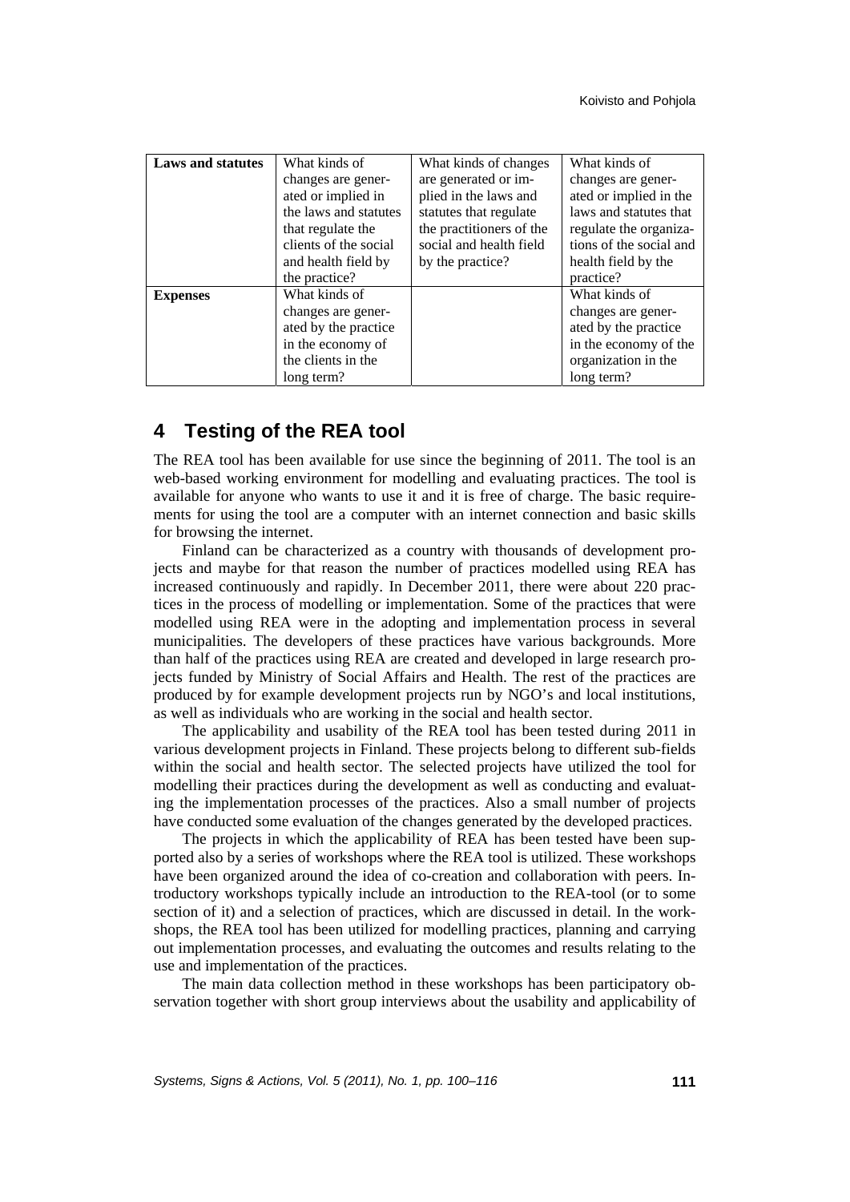| **Laws and statutes** | What kinds of changes are generated or implied in the laws and statutes that regulate the clients of the social and health field by the practice? | What kinds of changes are generated or implied in the laws and statutes that regulate the practitioners of the social and health field by the practice? | What kinds of changes are generated or implied in the laws and statutes that regulate the organizations of the social and health field by the practice? |
|---|---|---|---|
| **Expenses** | What kinds of changes are generated by the practice in the economy of the clients in the long term? | | What kinds of changes are generated by the practice in the economy of the organization in the long term? |

## 4 Testing of the REA tool

The REA tool has been available for use since the beginning of 2011. The tool is an web-based working environment for modelling and evaluating practices. The tool is available for anyone who wants to use it and it is free of charge. The basic requirements for using the tool are a computer with an internet connection and basic skills for browsing the internet.

Finland can be characterized as a country with thousands of development projects and maybe for that reason the number of practices modelled using REA has increased continuously and rapidly. In December 2011, there were about 220 practices in the process of modelling or implementation. Some of the practices that were modelled using REA were in the adopting and implementation process in several municipalities. The developers of these practices have various backgrounds. More than half of the practices using REA are created and developed in large research projects funded by Ministry of Social Affairs and Health. The rest of the practices are produced by for example development projects run by NGO's and local institutions, as well as individuals who are working in the social and health sector.

The applicability and usability of the REA tool has been tested during 2011 in various development projects in Finland. These projects belong to different sub-fields within the social and health sector. The selected projects have utilized the tool for modelling their practices during the development as well as conducting and evaluating the implementation processes of the practices. Also a small number of projects have conducted some evaluation of the changes generated by the developed practices.

The projects in which the applicability of REA has been tested have been supported also by a series of workshops where the REA tool is utilized. These workshops have been organized around the idea of co-creation and collaboration with peers. Introductory workshops typically include an introduction to the REA-tool (or to some section of it) and a selection of practices, which are discussed in detail. In the workshops, the REA tool has been utilized for modelling practices, planning and carrying out implementation processes, and evaluating the outcomes and results relating to the use and implementation of the practices.

The main data collection method in these workshops has been participatory observation together with short group interviews about the usability and applicability of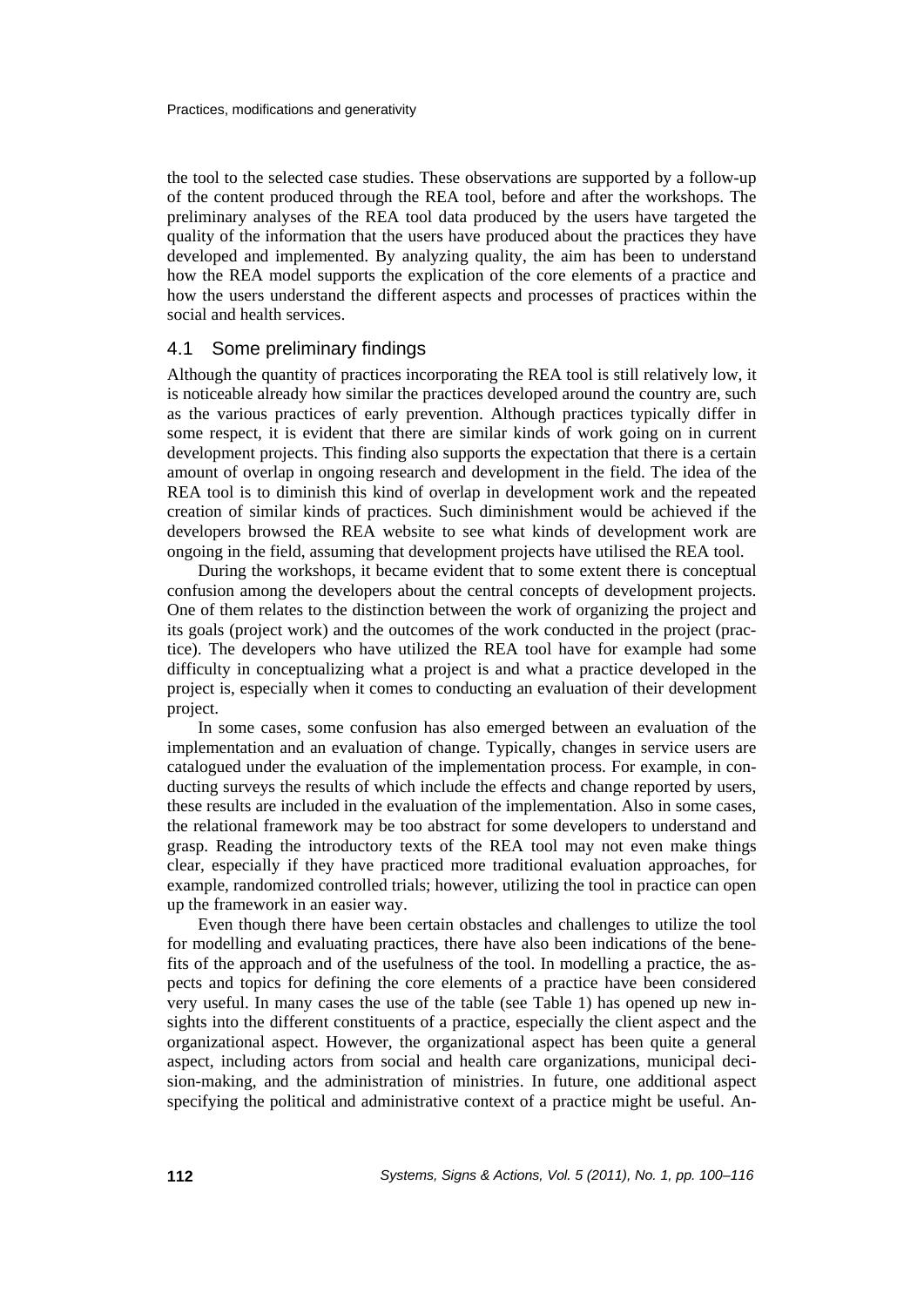the tool to the selected case studies. These observations are supported by a follow-up of the content produced through the REA tool, before and after the workshops. The preliminary analyses of the REA tool data produced by the users have targeted the quality of the information that the users have produced about the practices they have developed and implemented. By analyzing quality, the aim has been to understand how the REA model supports the explication of the core elements of a practice and how the users understand the different aspects and processes of practices within the social and health services.

## 4.1 Some preliminary findings

Although the quantity of practices incorporating the REA tool is still relatively low, it is noticeable already how similar the practices developed around the country are, such as the various practices of early prevention. Although practices typically differ in some respect, it is evident that there are similar kinds of work going on in current development projects. This finding also supports the expectation that there is a certain amount of overlap in ongoing research and development in the field. The idea of the REA tool is to diminish this kind of overlap in development work and the repeated creation of similar kinds of practices. Such diminishment would be achieved if the developers browsed the REA website to see what kinds of development work are ongoing in the field, assuming that development projects have utilised the REA tool.

During the workshops, it became evident that to some extent there is conceptual confusion among the developers about the central concepts of development projects. One of them relates to the distinction between the work of organizing the project and its goals (project work) and the outcomes of the work conducted in the project (practice). The developers who have utilized the REA tool have for example had some difficulty in conceptualizing what a project is and what a practice developed in the project is, especially when it comes to conducting an evaluation of their development project.

In some cases, some confusion has also emerged between an evaluation of the implementation and an evaluation of change. Typically, changes in service users are catalogued under the evaluation of the implementation process. For example, in conducting surveys the results of which include the effects and change reported by users, these results are included in the evaluation of the implementation. Also in some cases, the relational framework may be too abstract for some developers to understand and grasp. Reading the introductory texts of the REA tool may not even make things clear, especially if they have practiced more traditional evaluation approaches, for example, randomized controlled trials; however, utilizing the tool in practice can open up the framework in an easier way.

Even though there have been certain obstacles and challenges to utilize the tool for modelling and evaluating practices, there have also been indications of the benefits of the approach and of the usefulness of the tool. In modelling a practice, the aspects and topics for defining the core elements of a practice have been considered very useful. In many cases the use of the table (see Table 1) has opened up new insights into the different constituents of a practice, especially the client aspect and the organizational aspect. However, the organizational aspect has been quite a general aspect, including actors from social and health care organizations, municipal decision-making, and the administration of ministries. In future, one additional aspect specifying the political and administrative context of a practice might be useful. An-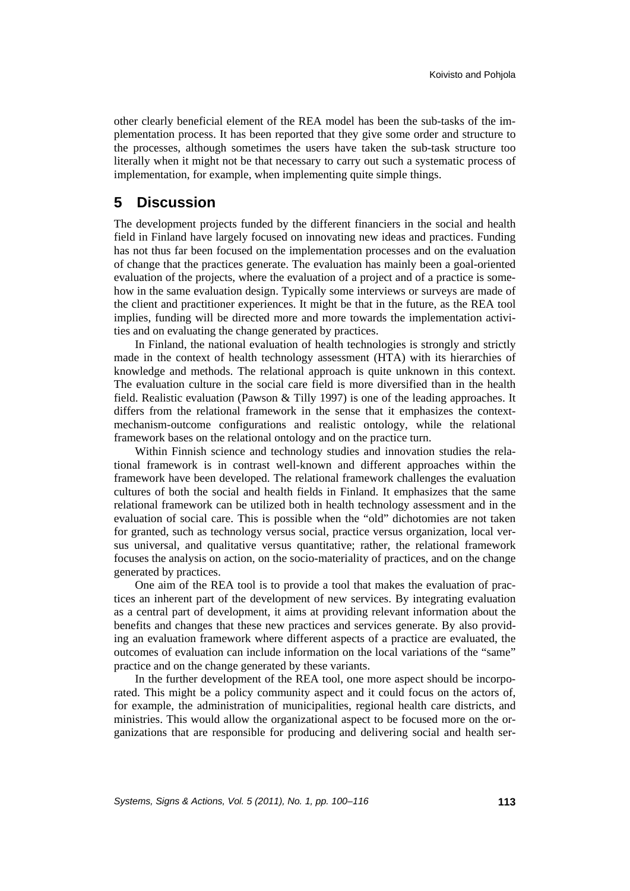other clearly beneficial element of the REA model has been the sub-tasks of the implementation process. It has been reported that they give some order and structure to the processes, although sometimes the users have taken the sub-task structure too literally when it might not be that necessary to carry out such a systematic process of implementation, for example, when implementing quite simple things.

## 5 Discussion

The development projects funded by the different financiers in the social and health field in Finland have largely focused on innovating new ideas and practices. Funding has not thus far been focused on the implementation processes and on the evaluation of change that the practices generate. The evaluation has mainly been a goal-oriented evaluation of the projects, where the evaluation of a project and of a practice is somehow in the same evaluation design. Typically some interviews or surveys are made of the client and practitioner experiences. It might be that in the future, as the REA tool implies, funding will be directed more and more towards the implementation activities and on evaluating the change generated by practices.

In Finland, the national evaluation of health technologies is strongly and strictly made in the context of health technology assessment (HTA) with its hierarchies of knowledge and methods. The relational approach is quite unknown in this context. The evaluation culture in the social care field is more diversified than in the health field. Realistic evaluation (Pawson & Tilly 1997) is one of the leading approaches. It differs from the relational framework in the sense that it emphasizes the context-mechanism-outcome configurations and realistic ontology, while the relational framework bases on the relational ontology and on the practice turn.

Within Finnish science and technology studies and innovation studies the relational framework is in contrast well-known and different approaches within the framework have been developed. The relational framework challenges the evaluation cultures of both the social and health fields in Finland. It emphasizes that the same relational framework can be utilized both in health technology assessment and in the evaluation of social care. This is possible when the "old" dichotomies are not taken for granted, such as technology versus social, practice versus organization, local versus universal, and qualitative versus quantitative; rather, the relational framework focuses the analysis on action, on the socio-materiality of practices, and on the change generated by practices.

One aim of the REA tool is to provide a tool that makes the evaluation of practices an inherent part of the development of new services. By integrating evaluation as a central part of development, it aims at providing relevant information about the benefits and changes that these new practices and services generate. By also providing an evaluation framework where different aspects of a practice are evaluated, the outcomes of evaluation can include information on the local variations of the "same" practice and on the change generated by these variants.

In the further development of the REA tool, one more aspect should be incorporated. This might be a policy community aspect and it could focus on the actors of, for example, the administration of municipalities, regional health care districts, and ministries. This would allow the organizational aspect to be focused more on the organizations that are responsible for producing and delivering social and health ser-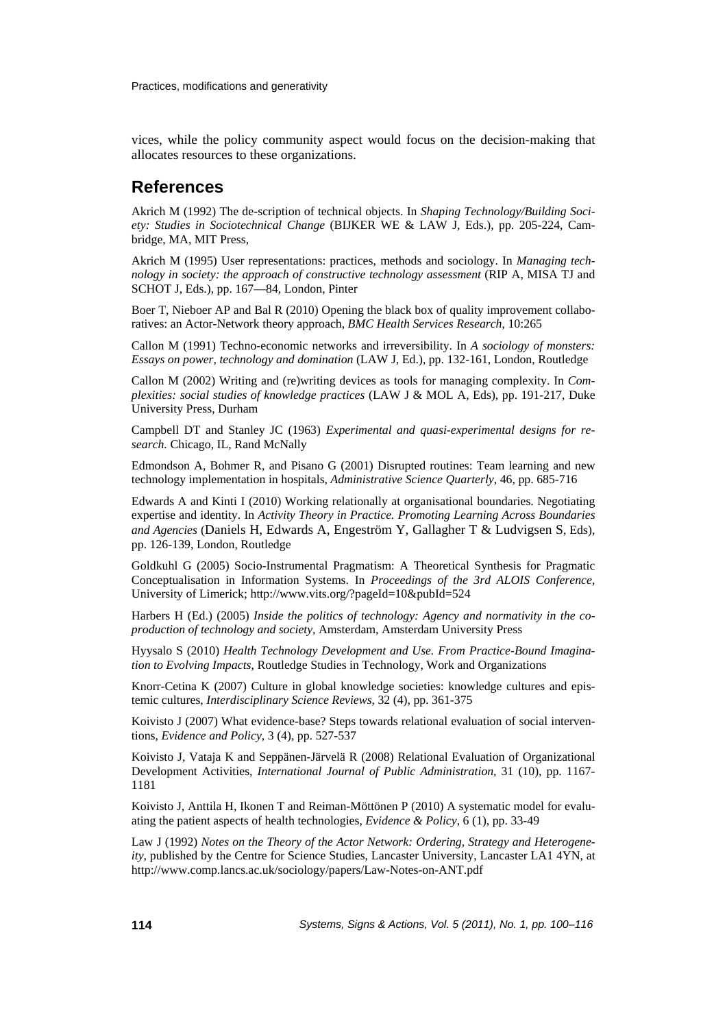vices, while the policy community aspect would focus on the decision-making that allocates resources to these organizations.

## References

Akrich M (1992) The de-scription of technical objects. In *Shaping Technology/Building Society: Studies in Sociotechnical Change* (BIJKER WE & LAW J, Eds.), pp. 205-224, Cambridge, MA, MIT Press,

Akrich M (1995) User representations: practices, methods and sociology. In *Managing technology in society: the approach of constructive technology assessment* (RIP A, MISA TJ and SCHOT J, Eds.), pp. 167—84, London, Pinter

Boer T, Nieboer AP and Bal R (2010) Opening the black box of quality improvement collaboratives: an Actor-Network theory approach, *BMC Health Services Research*, 10:265

Callon M (1991) Techno-economic networks and irreversibility. In *A sociology of monsters: Essays on power, technology and domination* (LAW J, Ed.), pp. 132-161, London, Routledge

Callon M (2002) Writing and (re)writing devices as tools for managing complexity. In *Complexities: social studies of knowledge practices* (LAW J & MOL A, Eds), pp. 191-217, Duke University Press, Durham

Campbell DT and Stanley JC (1963) *Experimental and quasi-experimental designs for research.* Chicago, IL, Rand McNally

Edmondson A, Bohmer R, and Pisano G (2001) Disrupted routines: Team learning and new technology implementation in hospitals, *Administrative Science Quarterly*, 46, pp. 685-716

Edwards A and Kinti I (2010) Working relationally at organisational boundaries. Negotiating expertise and identity. In *Activity Theory in Practice. Promoting Learning Across Boundaries and Agencies* (Daniels H, Edwards A, Engeström Y, Gallagher T & Ludvigsen S, Eds), pp. 126-139, London, Routledge

Goldkuhl G (2005) Socio-Instrumental Pragmatism: A Theoretical Synthesis for Pragmatic Conceptualisation in Information Systems. In *Proceedings of the 3rd ALOIS Conference*, University of Limerick; http://www.vits.org/?pageId=10&pubId=524

Harbers H (Ed.) (2005) *Inside the politics of technology: Agency and normativity in the co-production of technology and society*, Amsterdam, Amsterdam University Press

Hyysalo S (2010) *Health Technology Development and Use. From Practice-Bound Imagination to Evolving Impacts*, Routledge Studies in Technology, Work and Organizations

Knorr-Cetina K (2007) Culture in global knowledge societies: knowledge cultures and epistemic cultures, *Interdisciplinary Science Reviews*, 32 (4), pp. 361-375

Koivisto J (2007) What evidence-base? Steps towards relational evaluation of social interventions, *Evidence and Policy*, 3 (4), pp. 527-537

Koivisto J, Vataja K and Seppänen-Järvelä R (2008) Relational Evaluation of Organizational Development Activities, *International Journal of Public Administration*, 31 (10), pp. 1167-1181

Koivisto J, Anttila H, Ikonen T and Reiman-Möttönen P (2010) A systematic model for evaluating the patient aspects of health technologies, *Evidence & Policy*, 6 (1), pp. 33-49

Law J (1992) *Notes on the Theory of the Actor Network: Ordering, Strategy and Heterogeneity*, published by the Centre for Science Studies, Lancaster University, Lancaster LA1 4YN, at http://www.comp.lancs.ac.uk/sociology/papers/Law-Notes-on-ANT.pdf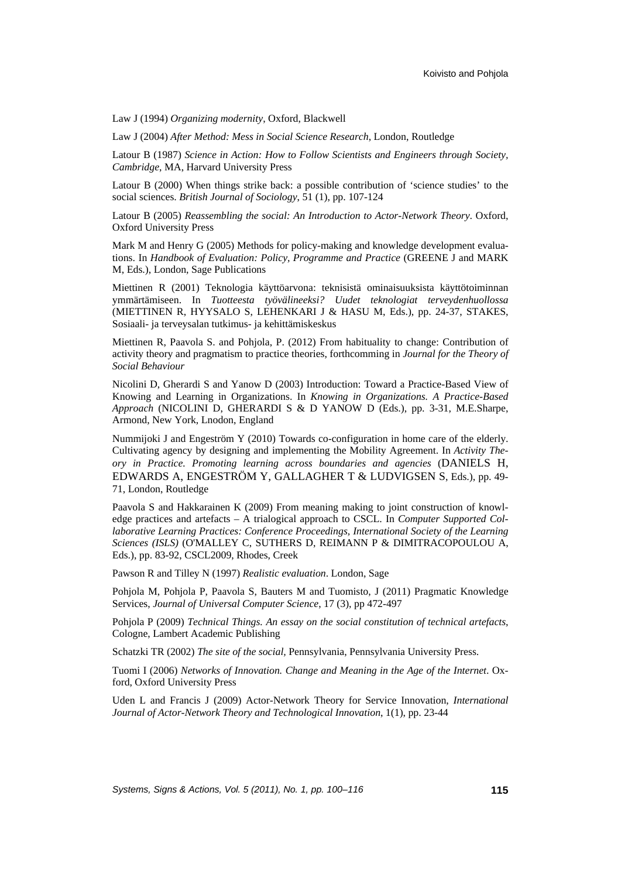Law J (1994) *Organizing modernity*, Oxford, Blackwell

Law J (2004) *After Method: Mess in Social Science Research*, London, Routledge

Latour B (1987) *Science in Action: How to Follow Scientists and Engineers through Society, Cambridge*, MA, Harvard University Press

Latour B (2000) When things strike back: a possible contribution of 'science studies' to the social sciences. *British Journal of Sociology*, 51 (1), pp. 107-124

Latour B (2005) *Reassembling the social: An Introduction to Actor-Network Theory*. Oxford, Oxford University Press

Mark M and Henry G (2005) Methods for policy-making and knowledge development evaluations. In *Handbook of Evaluation: Policy, Programme and Practice* (GREENE J and MARK M, Eds.), London, Sage Publications

Miettinen R (2001) Teknologia käyttöarvona: teknisistä ominaisuuksista käyttötoiminnan ymmärtämiseen. In *Tuotteesta työvälineeksi? Uudet teknologiat terveydenhuollossa* (MIETTINEN R, HYYSALO S, LEHENKARI J & HASU M, Eds.), pp. 24-37, STAKES, Sosiaali- ja terveysalan tutkimus- ja kehittämiskeskus

Miettinen R, Paavola S. and Pohjola, P. (2012) From habituality to change: Contribution of activity theory and pragmatism to practice theories, forthcomming in *Journal for the Theory of Social Behaviour*

Nicolini D, Gherardi S and Yanow D (2003) Introduction: Toward a Practice-Based View of Knowing and Learning in Organizations. In *Knowing in Organizations. A Practice-Based Approach* (NICOLINI D, GHERARDI S & D YANOW D (Eds.), pp. 3-31, M.E.Sharpe, Armond, New York, Lnodon, England

Nummijoki J and Engeström Y (2010) Towards co-configuration in home care of the elderly. Cultivating agency by designing and implementing the Mobility Agreement. In *Activity Theory in Practice. Promoting learning across boundaries and agencies* (DANIELS H, EDWARDS A, ENGESTRÖM Y, GALLAGHER T & LUDVIGSEN S, Eds.), pp. 49-71, London, Routledge

Paavola S and Hakkarainen K (2009) From meaning making to joint construction of knowledge practices and artefacts – A trialogical approach to CSCL. In *Computer Supported Collaborative Learning Practices: Conference Proceedings, International Society of the Learning Sciences (ISLS)* (O'MALLEY C, SUTHERS D, REIMANN P & DIMITRACOPOULOU A, Eds.), pp. 83-92, CSCL2009, Rhodes, Creek

Pawson R and Tilley N (1997) *Realistic evaluation*. London, Sage

Pohjola M, Pohjola P, Paavola S, Bauters M and Tuomisto, J (2011) Pragmatic Knowledge Services, *Journal of Universal Computer Science*, 17 (3), pp 472-497

Pohjola P (2009) *Technical Things. An essay on the social constitution of technical artefacts*, Cologne, Lambert Academic Publishing

Schatzki TR (2002) *The site of the social*, Pennsylvania, Pennsylvania University Press.

Tuomi I (2006) *Networks of Innovation. Change and Meaning in the Age of the Internet*. Oxford, Oxford University Press

Uden L and Francis J (2009) Actor-Network Theory for Service Innovation, *International Journal of Actor-Network Theory and Technological Innovation*, 1(1), pp. 23-44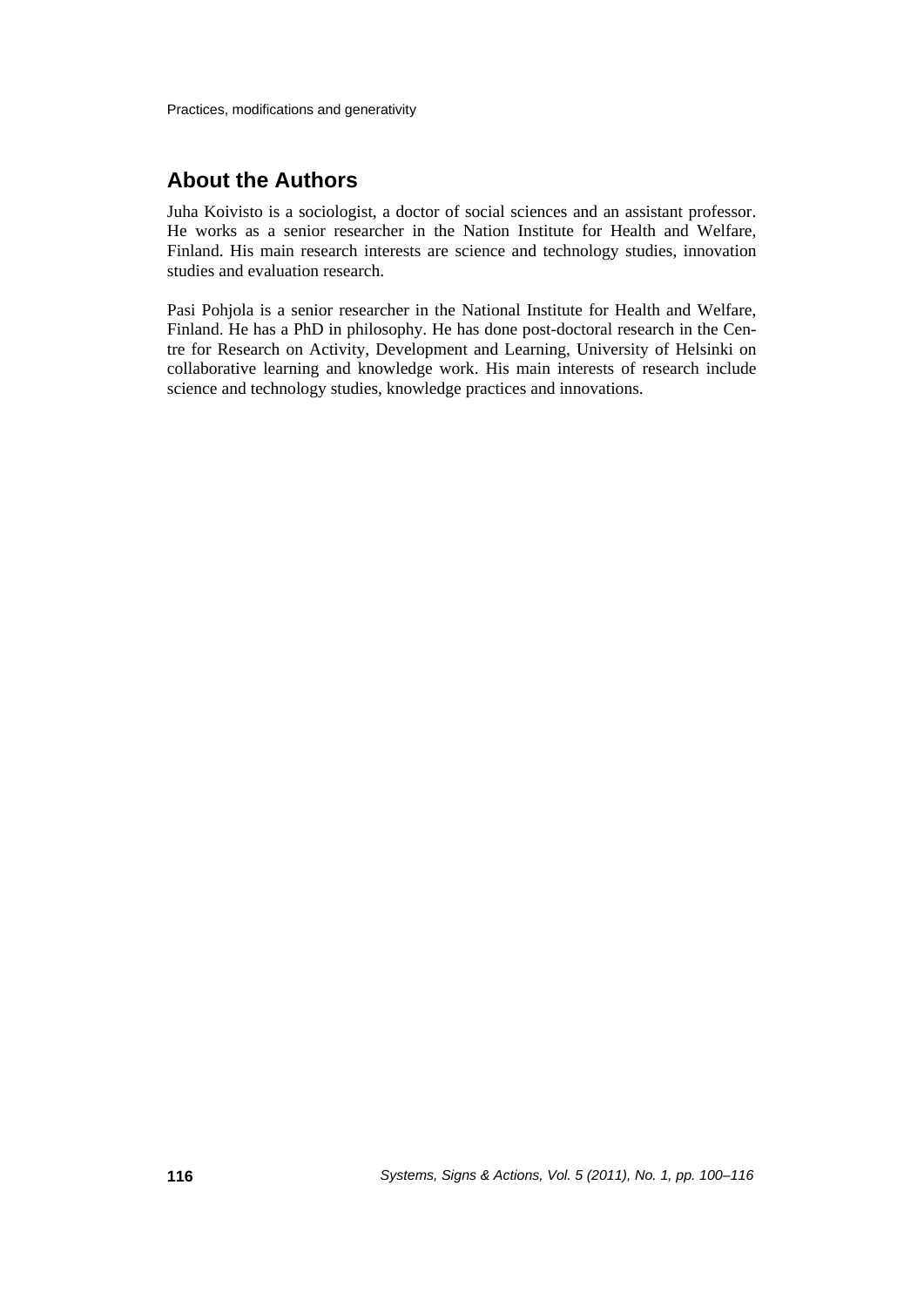## About the Authors

Juha Koivisto is a sociologist, a doctor of social sciences and an assistant professor. He works as a senior researcher in the Nation Institute for Health and Welfare, Finland. His main research interests are science and technology studies, innovation studies and evaluation research.

Pasi Pohjola is a senior researcher in the National Institute for Health and Welfare, Finland. He has a PhD in philosophy. He has done post-doctoral research in the Centre for Research on Activity, Development and Learning, University of Helsinki on collaborative learning and knowledge work. His main interests of research include science and technology studies, knowledge practices and innovations.